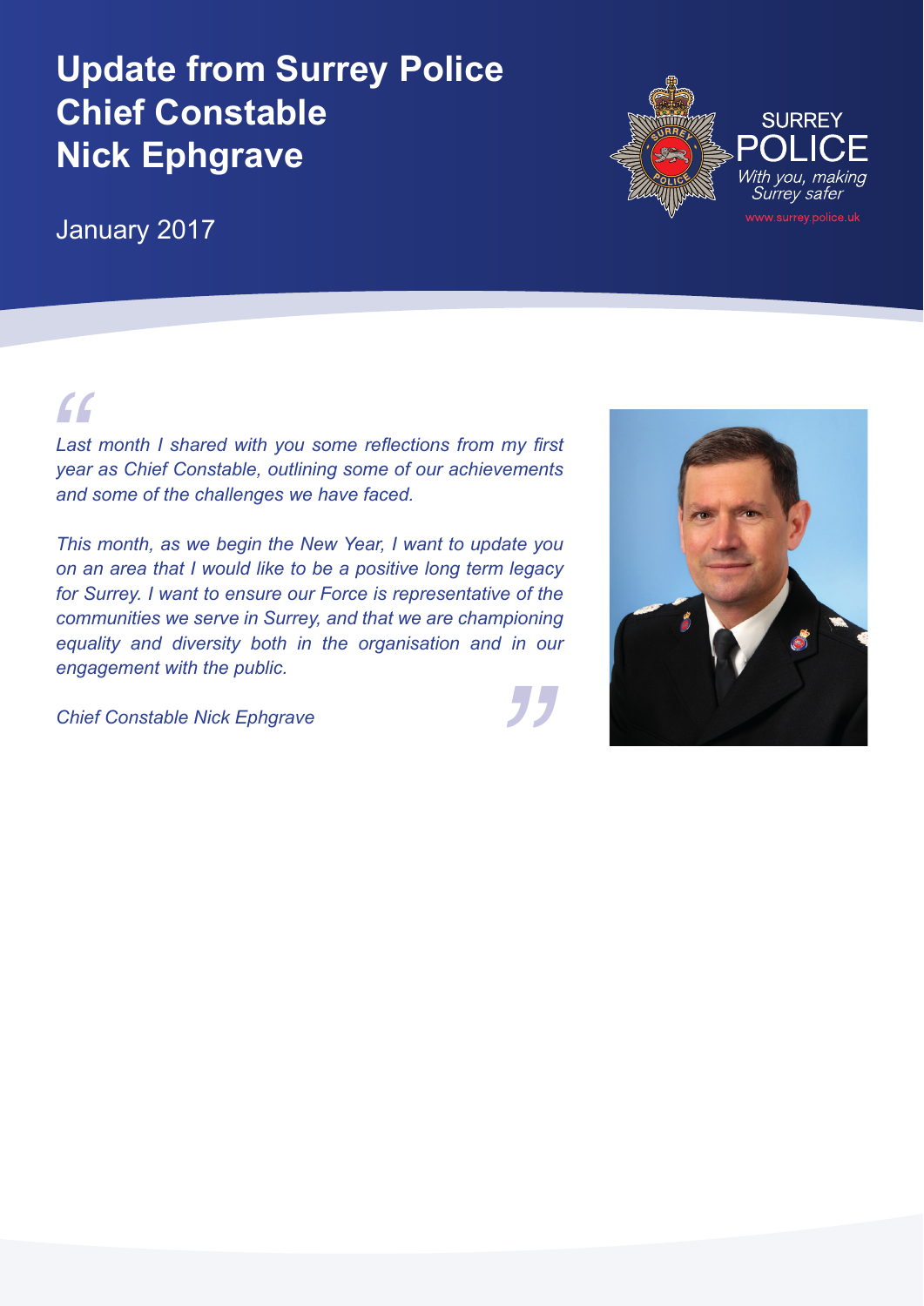# Update from Surrey Police Chief Constable Nick Ephgrave

January 2017

SURREY POLICE
*With you, making Surrey safer*
www.surrey.police.uk

*Last month I shared with you some reflections from my first year as Chief Constable, outlining some of our achievements and some of the challenges we have faced.*

*This month, as we begin the New Year, I want to update you on an area that I would like to be a positive long term legacy for Surrey. I want to ensure our Force is representative of the communities we serve in Surrey, and that we are championing equality and diversity both in the organisation and in our engagement with the public.*

*Chief Constable Nick Ephgrave*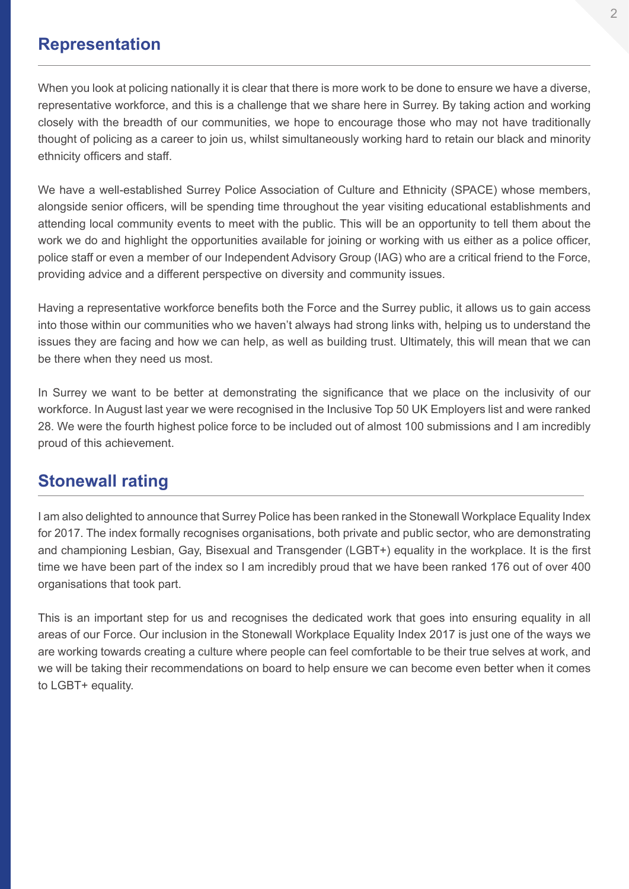## Representation

When you look at policing nationally it is clear that there is more work to be done to ensure we have a diverse, representative workforce, and this is a challenge that we share here in Surrey. By taking action and working closely with the breadth of our communities, we hope to encourage those who may not have traditionally thought of policing as a career to join us, whilst simultaneously working hard to retain our black and minority ethnicity officers and staff.

We have a well-established Surrey Police Association of Culture and Ethnicity (SPACE) whose members, alongside senior officers, will be spending time throughout the year visiting educational establishments and attending local community events to meet with the public. This will be an opportunity to tell them about the work we do and highlight the opportunities available for joining or working with us either as a police officer, police staff or even a member of our Independent Advisory Group (IAG) who are a critical friend to the Force, providing advice and a different perspective on diversity and community issues.

Having a representative workforce benefits both the Force and the Surrey public, it allows us to gain access into those within our communities who we haven't always had strong links with, helping us to understand the issues they are facing and how we can help, as well as building trust. Ultimately, this will mean that we can be there when they need us most.

In Surrey we want to be better at demonstrating the significance that we place on the inclusivity of our workforce. In August last year we were recognised in the Inclusive Top 50 UK Employers list and were ranked 28. We were the fourth highest police force to be included out of almost 100 submissions and I am incredibly proud of this achievement.

## Stonewall rating

I am also delighted to announce that Surrey Police has been ranked in the Stonewall Workplace Equality Index for 2017. The index formally recognises organisations, both private and public sector, who are demonstrating and championing Lesbian, Gay, Bisexual and Transgender (LGBT+) equality in the workplace. It is the first time we have been part of the index so I am incredibly proud that we have been ranked 176 out of over 400 organisations that took part.

This is an important step for us and recognises the dedicated work that goes into ensuring equality in all areas of our Force. Our inclusion in the Stonewall Workplace Equality Index 2017 is just one of the ways we are working towards creating a culture where people can feel comfortable to be their true selves at work, and we will be taking their recommendations on board to help ensure we can become even better when it comes to LGBT+ equality.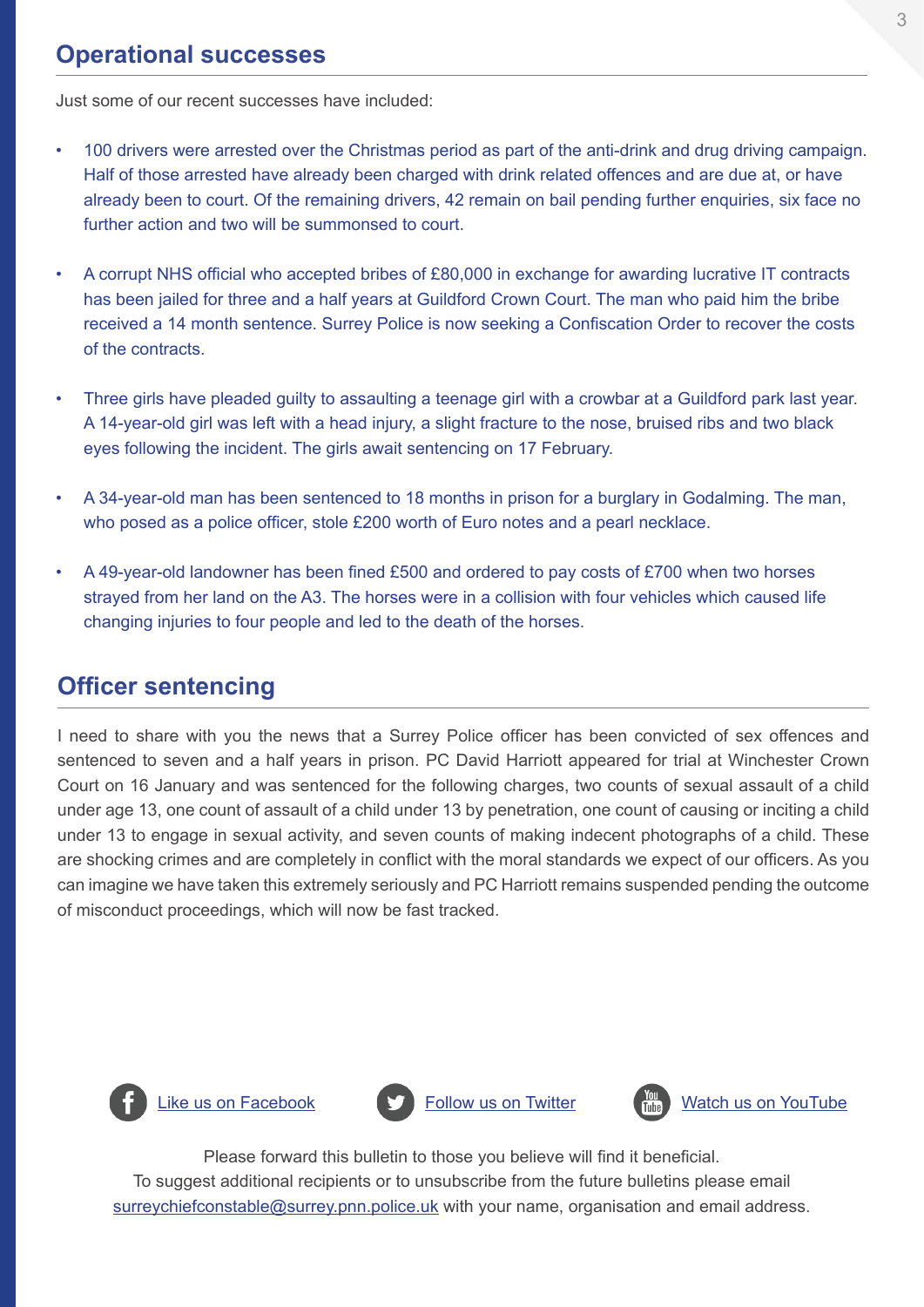## Operational successes

Just some of our recent successes have included:

- 100 drivers were arrested over the Christmas period as part of the anti-drink and drug driving campaign. Half of those arrested have already been charged with drink related offences and are due at, or have already been to court. Of the remaining drivers, 42 remain on bail pending further enquiries, six face no further action and two will be summonsed to court.
- A corrupt NHS official who accepted bribes of £80,000 in exchange for awarding lucrative IT contracts has been jailed for three and a half years at Guildford Crown Court. The man who paid him the bribe received a 14 month sentence. Surrey Police is now seeking a Confiscation Order to recover the costs of the contracts.
- Three girls have pleaded guilty to assaulting a teenage girl with a crowbar at a Guildford park last year. A 14-year-old girl was left with a head injury, a slight fracture to the nose, bruised ribs and two black eyes following the incident. The girls await sentencing on 17 February.
- A 34-year-old man has been sentenced to 18 months in prison for a burglary in Godalming. The man, who posed as a police officer, stole £200 worth of Euro notes and a pearl necklace.
- A 49-year-old landowner has been fined £500 and ordered to pay costs of £700 when two horses strayed from her land on the A3. The horses were in a collision with four vehicles which caused life changing injuries to four people and led to the death of the horses.

## Officer sentencing

I need to share with you the news that a Surrey Police officer has been convicted of sex offences and sentenced to seven and a half years in prison. PC David Harriott appeared for trial at Winchester Crown Court on 16 January and was sentenced for the following charges, two counts of sexual assault of a child under age 13, one count of assault of a child under 13 by penetration, one count of causing or inciting a child under 13 to engage in sexual activity, and seven counts of making indecent photographs of a child. These are shocking crimes and are completely in conflict with the moral standards we expect of our officers. As you can imagine we have taken this extremely seriously and PC Harriott remains suspended pending the outcome of misconduct proceedings, which will now be fast tracked.

Like us on Facebook | Follow us on Twitter | Watch us on YouTube

Please forward this bulletin to those you believe will find it beneficial.
To suggest additional recipients or to unsubscribe from the future bulletins please email surreychiefconstable@surrey.pnn.police.uk with your name, organisation and email address.